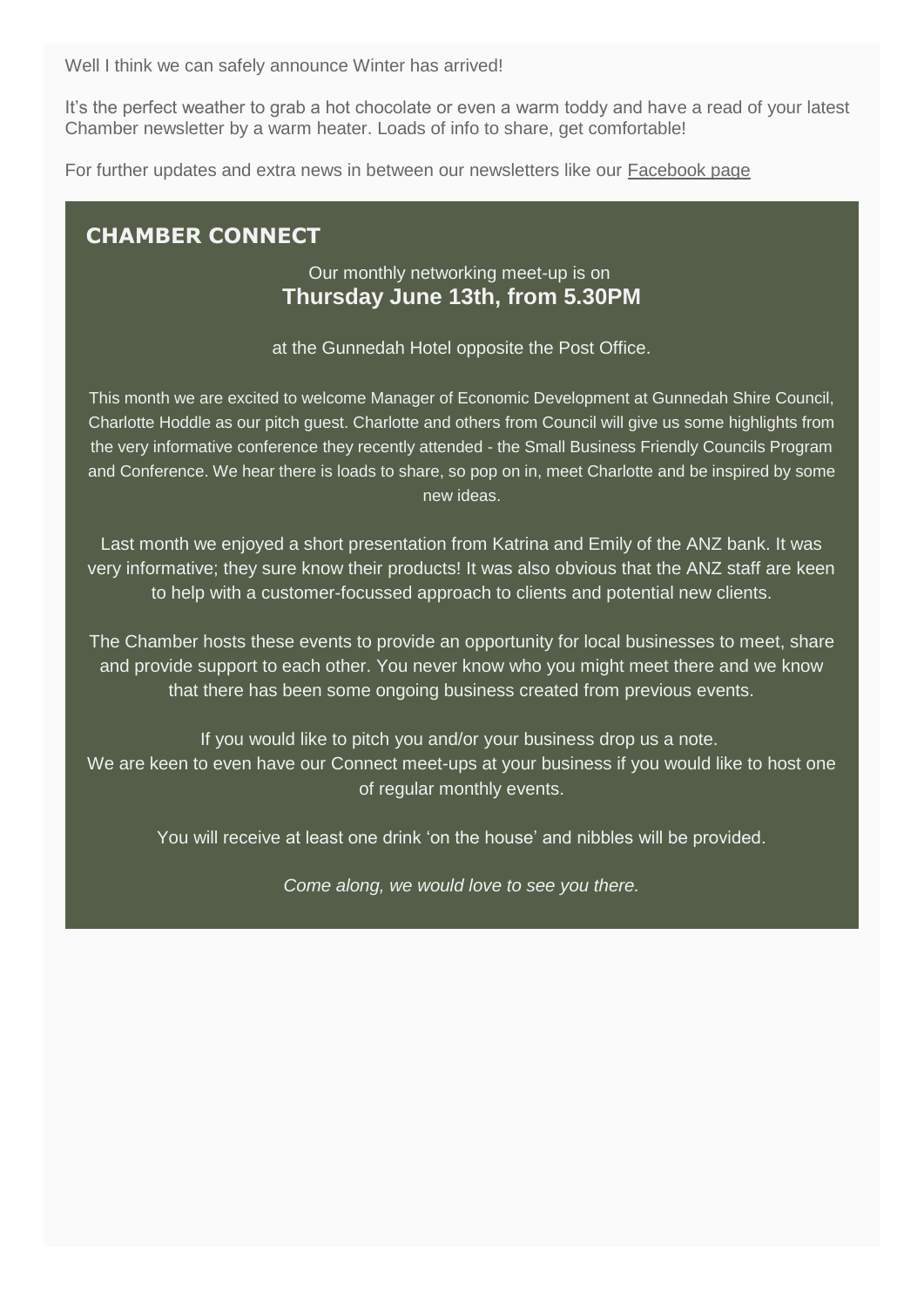Well I think we can safely announce Winter has arrived!

It's the perfect weather to grab a hot chocolate or even a warm toddy and have a read of your latest Chamber newsletter by a warm heater. Loads of info to share, get comfortable!

For further updates and extra news in between our newsletters like our Facebook page

## CHAMBER CONNECT

Our monthly networking meet-up is on
**Thursday June 13th, from 5.30PM**

at the Gunnedah Hotel opposite the Post Office.

This month we are excited to welcome Manager of Economic Development at Gunnedah Shire Council, Charlotte Hoddle as our pitch guest. Charlotte and others from Council will give us some highlights from the very informative conference they recently attended - the Small Business Friendly Councils Program and Conference. We hear there is loads to share, so pop on in, meet Charlotte and be inspired by some new ideas.

Last month we enjoyed a short presentation from Katrina and Emily of the ANZ bank. It was very informative; they sure know their products! It was also obvious that the ANZ staff are keen to help with a customer-focussed approach to clients and potential new clients.

The Chamber hosts these events to provide an opportunity for local businesses to meet, share and provide support to each other. You never know who you might meet there and we know that there has been some ongoing business created from previous events.

If you would like to pitch you and/or your business drop us a note.
We are keen to even have our Connect meet-ups at your business if you would like to host one of regular monthly events.

You will receive at least one drink 'on the house' and nibbles will be provided.

*Come along, we would love to see you there.*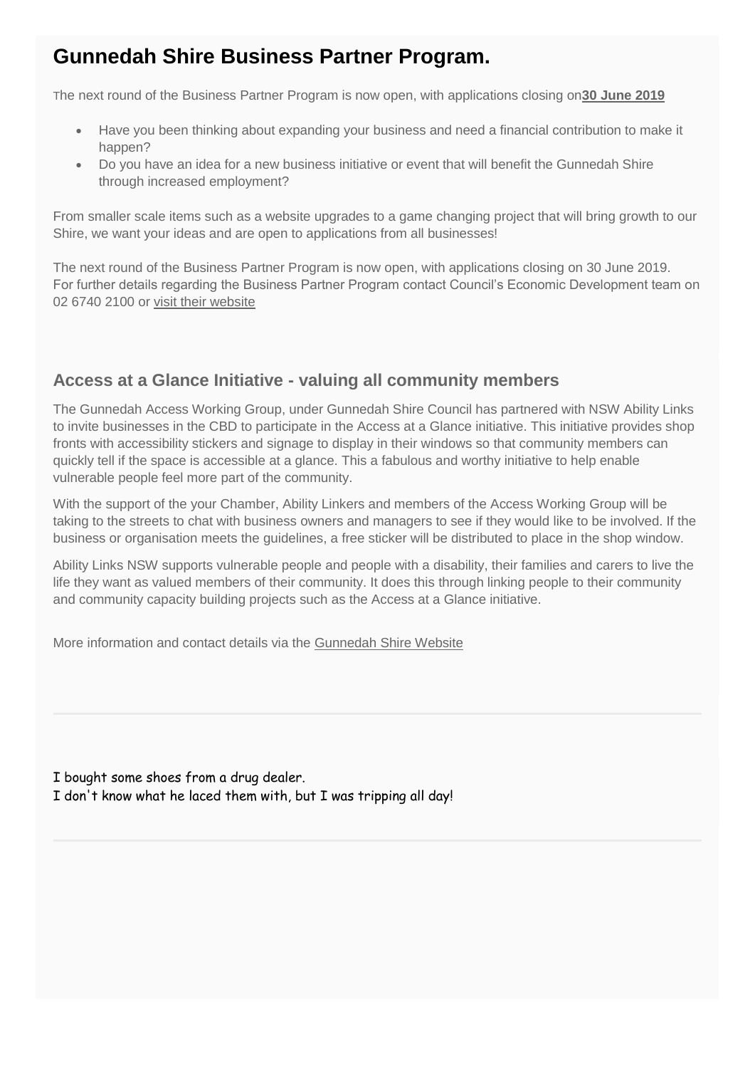# Gunnedah Shire Business Partner Program.

The next round of the Business Partner Program is now open, with applications closing on**30 June 2019**

- Have you been thinking about expanding your business and need a financial contribution to make it happen?
- Do you have an idea for a new business initiative or event that will benefit the Gunnedah Shire through increased employment?

From smaller scale items such as a website upgrades to a game changing project that will bring growth to our Shire, we want your ideas and are open to applications from all businesses!

The next round of the Business Partner Program is now open, with applications closing on 30 June 2019.
For further details regarding the Business Partner Program contact Council's Economic Development team on 02 6740 2100 or visit their website

## Access at a Glance Initiative - valuing all community members

The Gunnedah Access Working Group, under Gunnedah Shire Council has partnered with NSW Ability Links to invite businesses in the CBD to participate in the Access at a Glance initiative. This initiative provides shop fronts with accessibility stickers and signage to display in their windows so that community members can quickly tell if the space is accessible at a glance. This a fabulous and worthy initiative to help enable vulnerable people feel more part of the community.

With the support of the your Chamber, Ability Linkers and members of the Access Working Group will be taking to the streets to chat with business owners and managers to see if they would like to be involved. If the business or organisation meets the guidelines, a free sticker will be distributed to place in the shop window.

Ability Links NSW supports vulnerable people and people with a disability, their families and carers to live the life they want as valued members of their community. It does this through linking people to their community and community capacity building projects such as the Access at a Glance initiative.

More information and contact details via the Gunnedah Shire Website

---

I bought some shoes from a drug dealer.
I don't know what he laced them with, but I was tripping all day!

---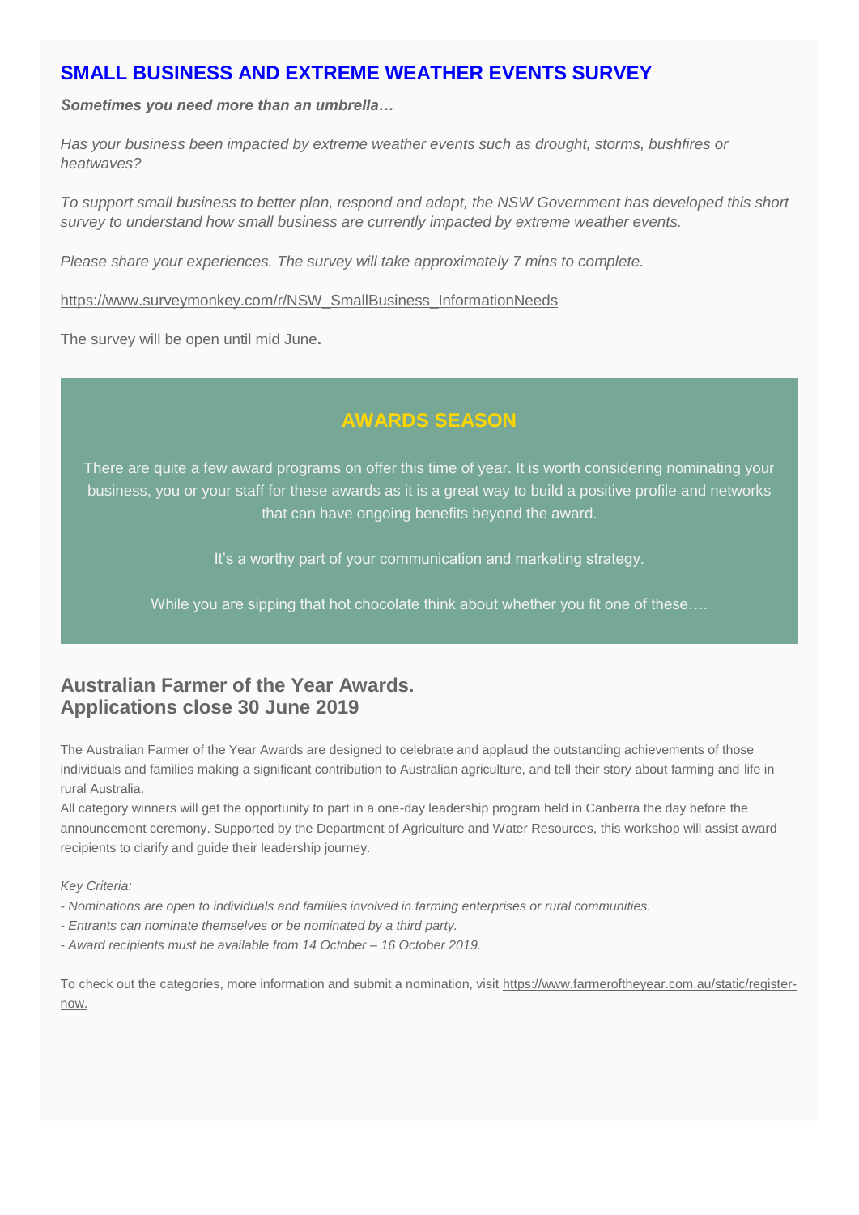## SMALL BUSINESS AND EXTREME WEATHER EVENTS SURVEY

***Sometimes you need more than an umbrella…***

*Has your business been impacted by extreme weather events such as drought, storms, bushfires or heatwaves?*

*To support small business to better plan, respond and adapt, the NSW Government has developed this short survey to understand how small business are currently impacted by extreme weather events.*

*Please share your experiences. The survey will take approximately 7 mins to complete.*

https://www.surveymonkey.com/r/NSW_SmallBusiness_InformationNeeds

The survey will be open until mid June**.**

## AWARDS SEASON

There are quite a few award programs on offer this time of year. It is worth considering nominating your business, you or your staff for these awards as it is a great way to build a positive profile and networks that can have ongoing benefits beyond the award.

It's a worthy part of your communication and marketing strategy.

While you are sipping that hot chocolate think about whether you fit one of these….

## Australian Farmer of the Year Awards. Applications close 30 June 2019

The Australian Farmer of the Year Awards are designed to celebrate and applaud the outstanding achievements of those individuals and families making a significant contribution to Australian agriculture, and tell their story about farming and life in rural Australia.
All category winners will get the opportunity to part in a one-day leadership program held in Canberra the day before the announcement ceremony. Supported by the Department of Agriculture and Water Resources, this workshop will assist award recipients to clarify and guide their leadership journey.

*Key Criteria:*

*- Nominations are open to individuals and families involved in farming enterprises or rural communities.*

*- Entrants can nominate themselves or be nominated by a third party.*

*- Award recipients must be available from 14 October – 16 October 2019.*

To check out the categories, more information and submit a nomination, visit https://www.farmeroftheyear.com.au/static/register-now.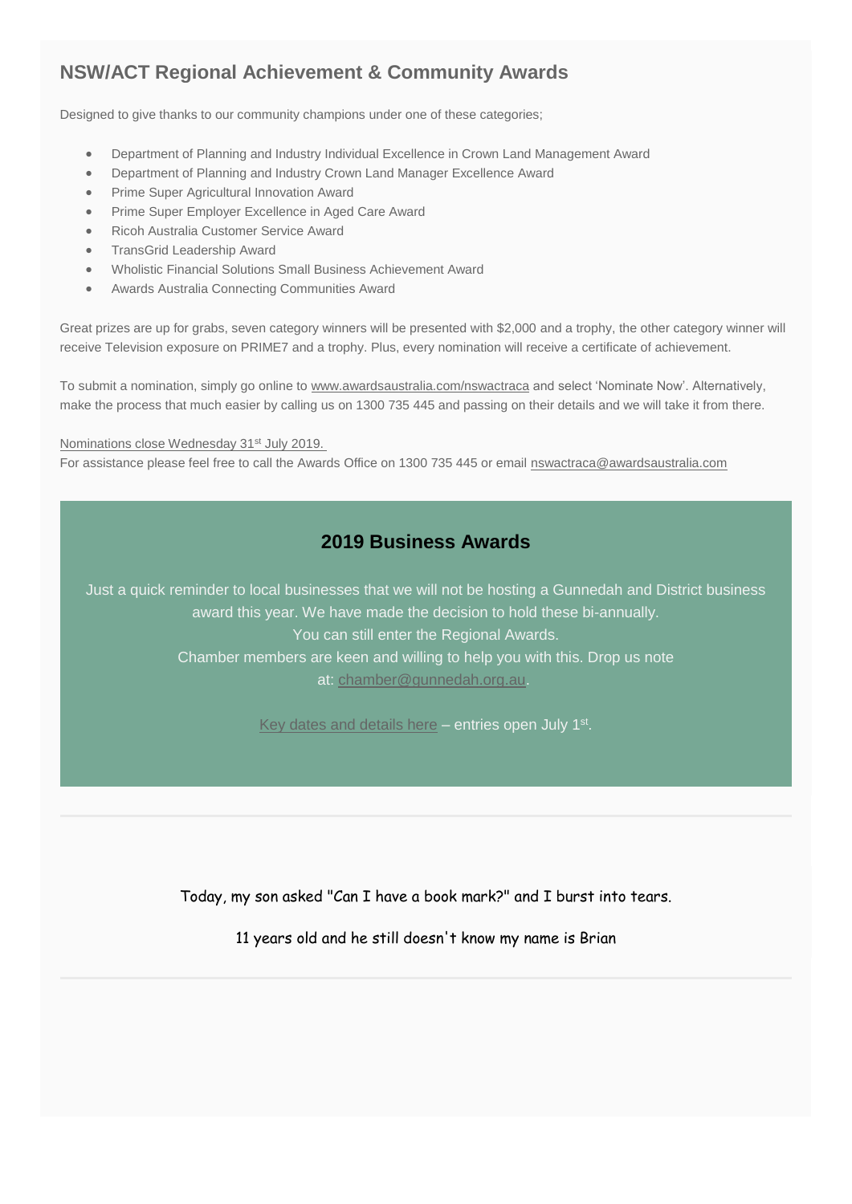## NSW/ACT Regional Achievement & Community Awards

Designed to give thanks to our community champions under one of these categories;

- Department of Planning and Industry Individual Excellence in Crown Land Management Award
- Department of Planning and Industry Crown Land Manager Excellence Award
- Prime Super Agricultural Innovation Award
- Prime Super Employer Excellence in Aged Care Award
- Ricoh Australia Customer Service Award
- TransGrid Leadership Award
- Wholistic Financial Solutions Small Business Achievement Award
- Awards Australia Connecting Communities Award

Great prizes are up for grabs, seven category winners will be presented with $2,000 and a trophy, the other category winner will receive Television exposure on PRIME7 and a trophy. Plus, every nomination will receive a certificate of achievement.

To submit a nomination, simply go online to www.awardsaustralia.com/nswactraca and select 'Nominate Now'. Alternatively, make the process that much easier by calling us on 1300 735 445 and passing on their details and we will take it from there.

Nominations close Wednesday 31st July 2019.
For assistance please feel free to call the Awards Office on 1300 735 445 or email nswactraca@awardsaustralia.com

### 2019 Business Awards

Just a quick reminder to local businesses that we will not be hosting a Gunnedah and District business award this year. We have made the decision to hold these bi-annually.
You can still enter the Regional Awards.
Chamber members are keen and willing to help you with this. Drop us note at: chamber@gunnedah.org.au.

Key dates and details here – entries open July 1st.

---

Today, my son asked "Can I have a book mark?" and I burst into tears.

11 years old and he still doesn't know my name is Brian

---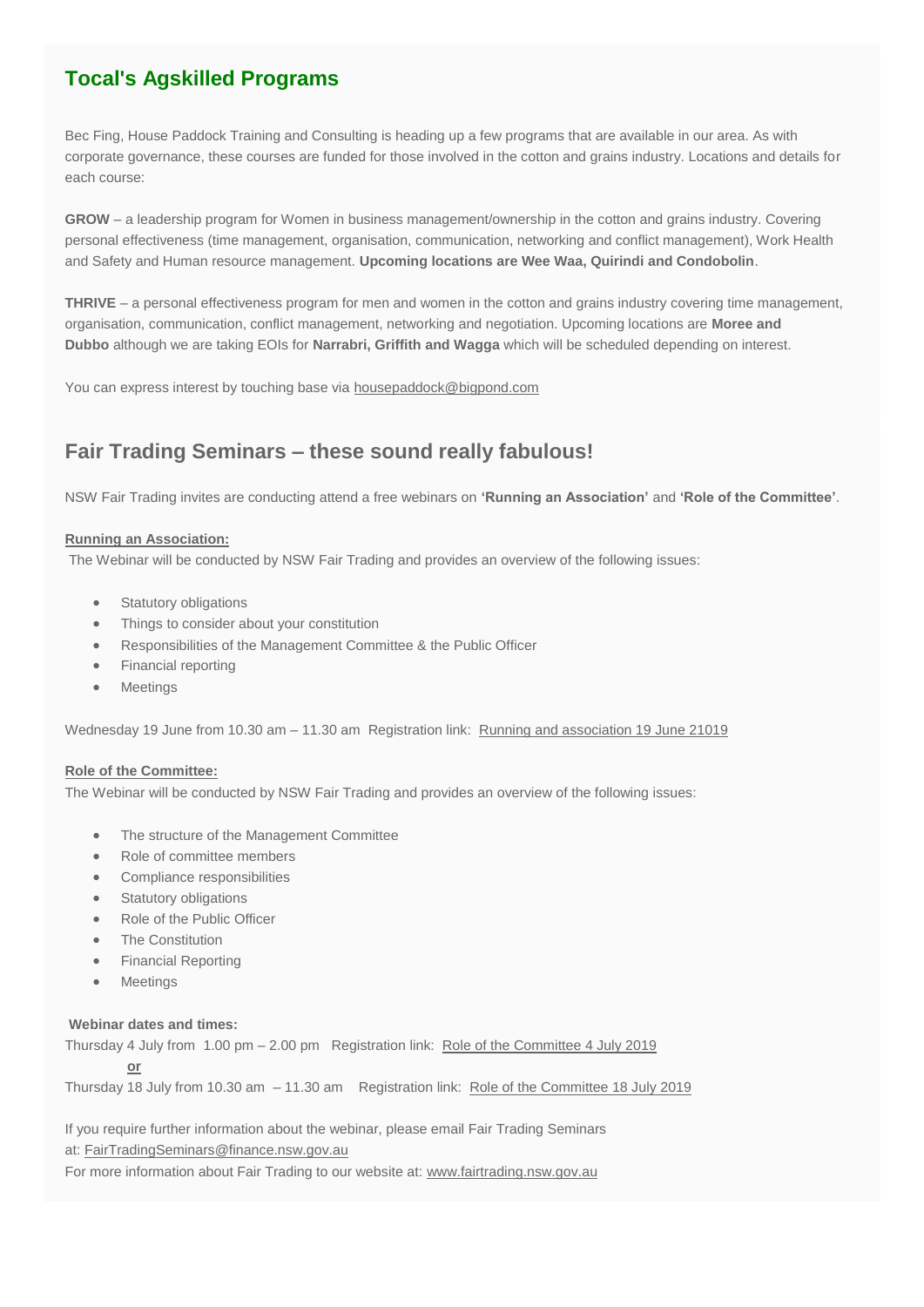## Tocal's Agskilled Programs

Bec Fing, House Paddock Training and Consulting is heading up a few programs that are available in our area. As with corporate governance, these courses are funded for those involved in the cotton and grains industry. Locations and details for each course:

**GROW** – a leadership program for Women in business management/ownership in the cotton and grains industry. Covering personal effectiveness (time management, organisation, communication, networking and conflict management), Work Health and Safety and Human resource management. **Upcoming locations are Wee Waa, Quirindi and Condobolin**.

**THRIVE** – a personal effectiveness program for men and women in the cotton and grains industry covering time management, organisation, communication, conflict management, networking and negotiation. Upcoming locations are **Moree and Dubbo** although we are taking EOIs for **Narrabri, Griffith and Wagga** which will be scheduled depending on interest.

You can express interest by touching base via housepaddock@bigpond.com

## Fair Trading Seminars – these sound really fabulous!

NSW Fair Trading invites are conducting attend a free webinars on **'Running an Association'** and **'Role of the Committee'**.

**Running an Association:**

The Webinar will be conducted by NSW Fair Trading and provides an overview of the following issues:

- Statutory obligations
- Things to consider about your constitution
- Responsibilities of the Management Committee & the Public Officer
- Financial reporting
- Meetings

Wednesday 19 June from 10.30 am – 11.30 am Registration link: Running and association 19 June 21019

**Role of the Committee:**

The Webinar will be conducted by NSW Fair Trading and provides an overview of the following issues:

- The structure of the Management Committee
- Role of committee members
- Compliance responsibilities
- Statutory obligations
- Role of the Public Officer
- The Constitution
- Financial Reporting
- Meetings

**Webinar dates and times:**

Thursday 4 July from 1.00 pm – 2.00 pm Registration link: Role of the Committee 4 July 2019

**or**

Thursday 18 July from 10.30 am – 11.30 am Registration link: Role of the Committee 18 July 2019

If you require further information about the webinar, please email Fair Trading Seminars at: FairTradingSeminars@finance.nsw.gov.au

For more information about Fair Trading to our website at: www.fairtrading.nsw.gov.au